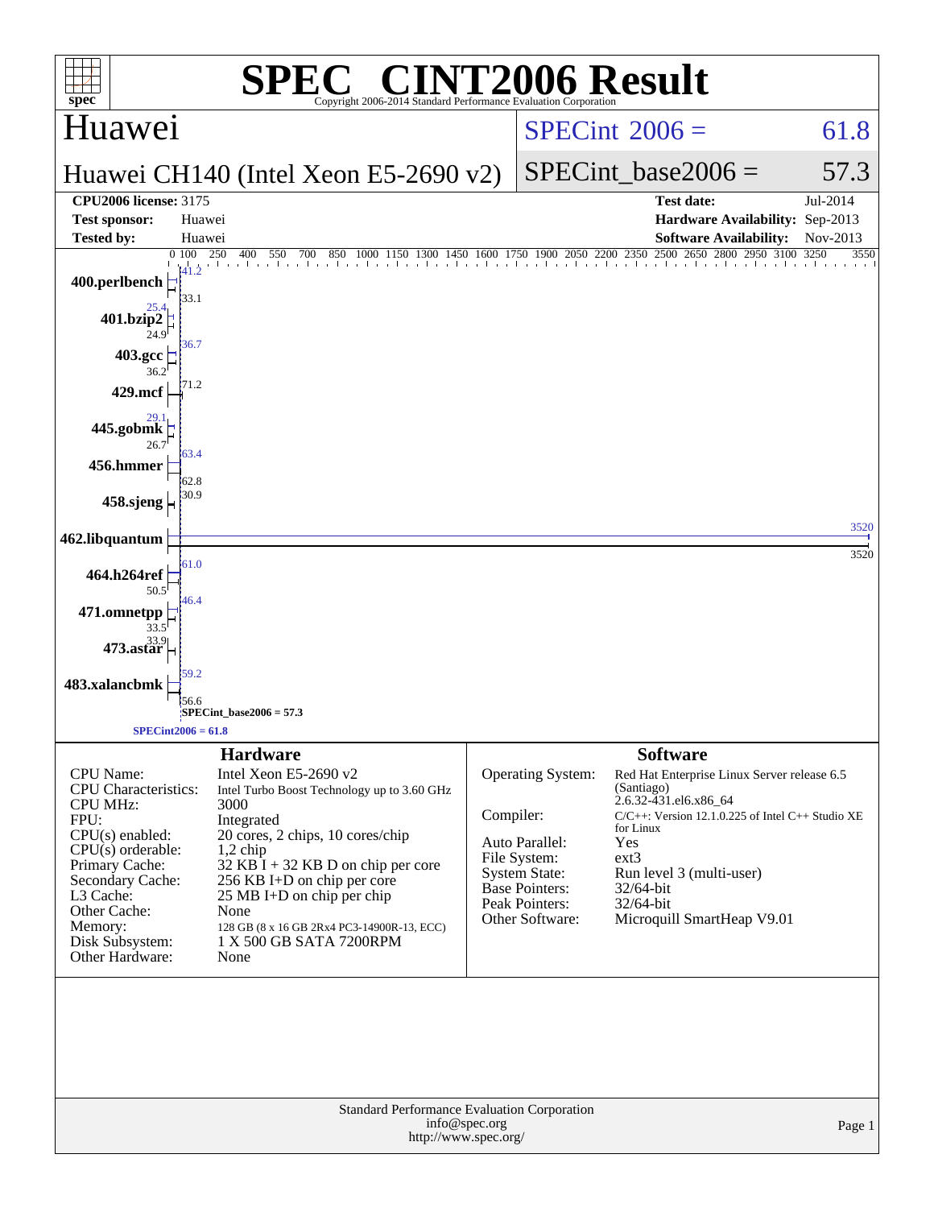# SPEC® CINT2006 Result

Copyright 2006-2014 Standard Performance Evaluation Corporation

## Huawei

**Huawei CH140 (Intel Xeon E5-2690 v2)**

SPECint®2006 = 61.8

SPECint_base2006 = 57.3

| | | | |
|---|---|---|---|
| **CPU2006 license:** 3175 | | **Test date:** | Jul-2014 |
| **Test sponsor:** | Huawei | **Hardware Availability:** | Sep-2013 |
| **Tested by:** | Huawei | **Software Availability:** | Nov-2013 |

| Benchmark | Peak | Base |
|---|---|---|
| 400.perlbench | 41.2 | 33.1 |
| 401.bzip2 | 25.4 | 24.9 |
| 403.gcc | 36.7 | 36.2 |
| 429.mcf | 71.2 | |
| 445.gobmk | 29.1 | 26.7 |
| 456.hmmer | 63.4 | 62.8 |
| 458.sjeng | 30.9 | |
| 462.libquantum | 3520 | 3520 |
| 464.h264ref | 61.0 | 50.5 |
| 471.omnetpp | 46.4 | 33.5 |
| 473.astar | 33.9 | |
| 483.xalancbmk | 59.2 | 56.6 |

SPECint_base2006 = 57.3

SPECint2006 = 61.8

### Hardware

| | |
|---|---|
| CPU Name: | Intel Xeon E5-2690 v2 |
| CPU Characteristics: | Intel Turbo Boost Technology up to 3.60 GHz |
| CPU MHz: | 3000 |
| FPU: | Integrated |
| CPU(s) enabled: | 20 cores, 2 chips, 10 cores/chip |
| CPU(s) orderable: | 1,2 chip |
| Primary Cache: | 32 KB I + 32 KB D on chip per core |
| Secondary Cache: | 256 KB I+D on chip per core |
| L3 Cache: | 25 MB I+D on chip per chip |
| Other Cache: | None |
| Memory: | 128 GB (8 x 16 GB 2Rx4 PC3-14900R-13, ECC) |
| Disk Subsystem: | 1 X 500 GB SATA 7200RPM |
| Other Hardware: | None |

### Software

| | |
|---|---|
| Operating System: | Red Hat Enterprise Linux Server release 6.5 (Santiago) 2.6.32-431.el6.x86_64 |
| Compiler: | C/C++: Version 12.1.0.225 of Intel C++ Studio XE for Linux |
| Auto Parallel: | Yes |
| File System: | ext3 |
| System State: | Run level 3 (multi-user) |
| Base Pointers: | 32/64-bit |
| Peak Pointers: | 32/64-bit |
| Other Software: | Microquill SmartHeap V9.01 |

Standard Performance Evaluation Corporation
info@spec.org
http://www.spec.org/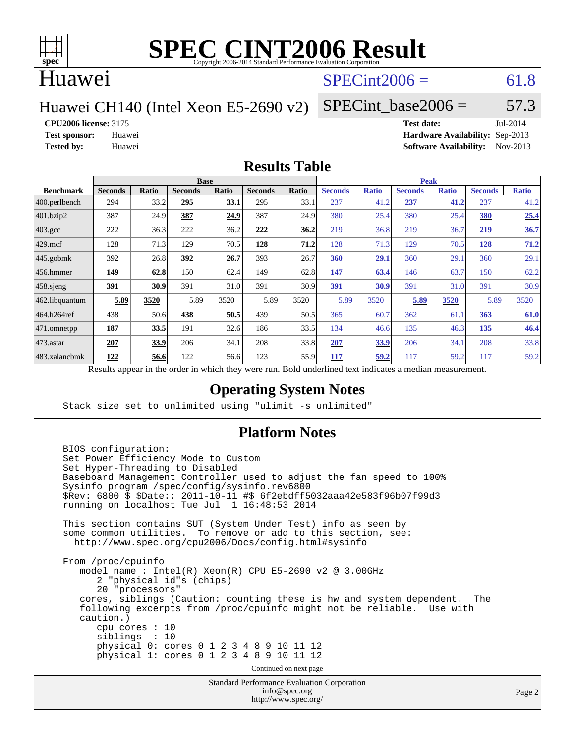# SPEC CINT2006 Result

Copyright 2006-2014 Standard Performance Evaluation Corporation

## Huawei

Huawei CH140 (Intel Xeon E5-2690 v2)

SPECint2006 = 61.8

SPECint_base2006 = 57.3

**CPU2006 license:** 3175
**Test sponsor:** Huawei
**Tested by:** Huawei

**Test date:** Jul-2014
**Hardware Availability:** Sep-2013
**Software Availability:** Nov-2013

## Results Table

| Benchmark | Base | | | | | | Peak | | | | | |
|---|---|---|---|---|---|---|---|---|---|---|---|---|
| | Seconds | Ratio | Seconds | Ratio | Seconds | Ratio | Seconds | Ratio | Seconds | Ratio | Seconds | Ratio |
| 400.perlbench | 294 | 33.2 | **295** | **33.1** | 295 | 33.1 | 237 | 41.2 | **237** | **41.2** | 237 | 41.2 |
| 401.bzip2 | 387 | 24.9 | **387** | **24.9** | 387 | 24.9 | 380 | 25.4 | 380 | 25.4 | **380** | **25.4** |
| 403.gcc | 222 | 36.3 | 222 | 36.2 | **222** | **36.2** | 219 | 36.8 | 219 | 36.7 | **219** | **36.7** |
| 429.mcf | 128 | 71.3 | 129 | 70.5 | **128** | **71.2** | 128 | 71.3 | 129 | 70.5 | **128** | **71.2** |
| 445.gobmk | 392 | 26.8 | **392** | **26.7** | 393 | 26.7 | **360** | **29.1** | 360 | 29.1 | 360 | 29.1 |
| 456.hmmer | **149** | **62.8** | 150 | 62.4 | 149 | 62.8 | **147** | **63.4** | 146 | 63.7 | 150 | 62.2 |
| 458.sjeng | **391** | **30.9** | 391 | 31.0 | 391 | 30.9 | **391** | **30.9** | 391 | 31.0 | 391 | 30.9 |
| 462.libquantum | **5.89** | **3520** | 5.89 | 3520 | 5.89 | 3520 | 5.89 | 3520 | **5.89** | **3520** | 5.89 | 3520 |
| 464.h264ref | 438 | 50.6 | **438** | **50.5** | 439 | 50.5 | 365 | 60.7 | 362 | 61.1 | **363** | **61.0** |
| 471.omnetpp | **187** | **33.5** | 191 | 32.6 | 186 | 33.5 | 134 | 46.6 | 135 | 46.3 | **135** | **46.4** |
| 473.astar | **207** | **33.9** | 206 | 34.1 | 208 | 33.8 | **207** | **33.9** | 206 | 34.1 | 208 | 33.8 |
| 483.xalancbmk | **122** | **56.6** | 122 | 56.6 | 123 | 55.9 | **117** | **59.2** | 117 | 59.2 | 117 | 59.2 |

Results appear in the order in which they were run. Bold underlined text indicates a median measurement.

## Operating System Notes

```
Stack size set to unlimited using "ulimit -s unlimited"
```

## Platform Notes

```
BIOS configuration:
Set Power Efficiency Mode to Custom
Set Hyper-Threading to Disabled
Baseboard Management Controller used to adjust the fan speed to 100%
Sysinfo program /spec/config/sysinfo.rev6800
$Rev: 6800 $ $Date:: 2011-10-11 #$ 6f2ebdff5032aaa42e583f96b07f99d3
running on localhost Tue Jul  1 16:48:53 2014

This section contains SUT (System Under Test) info as seen by
some common utilities.  To remove or add to this section, see:
  http://www.spec.org/cpu2006/Docs/config.html#sysinfo

From /proc/cpuinfo
   model name : Intel(R) Xeon(R) CPU E5-2690 v2 @ 3.00GHz
      2 "physical id"s (chips)
      20 "processors"
   cores, siblings (Caution: counting these is hw and system dependent.  The
   following excerpts from /proc/cpuinfo might not be reliable.  Use with
   caution.)
      cpu cores : 10
      siblings  : 10
      physical 0: cores 0 1 2 3 4 8 9 10 11 12
      physical 1: cores 0 1 2 3 4 8 9 10 11 12
```

Continued on next page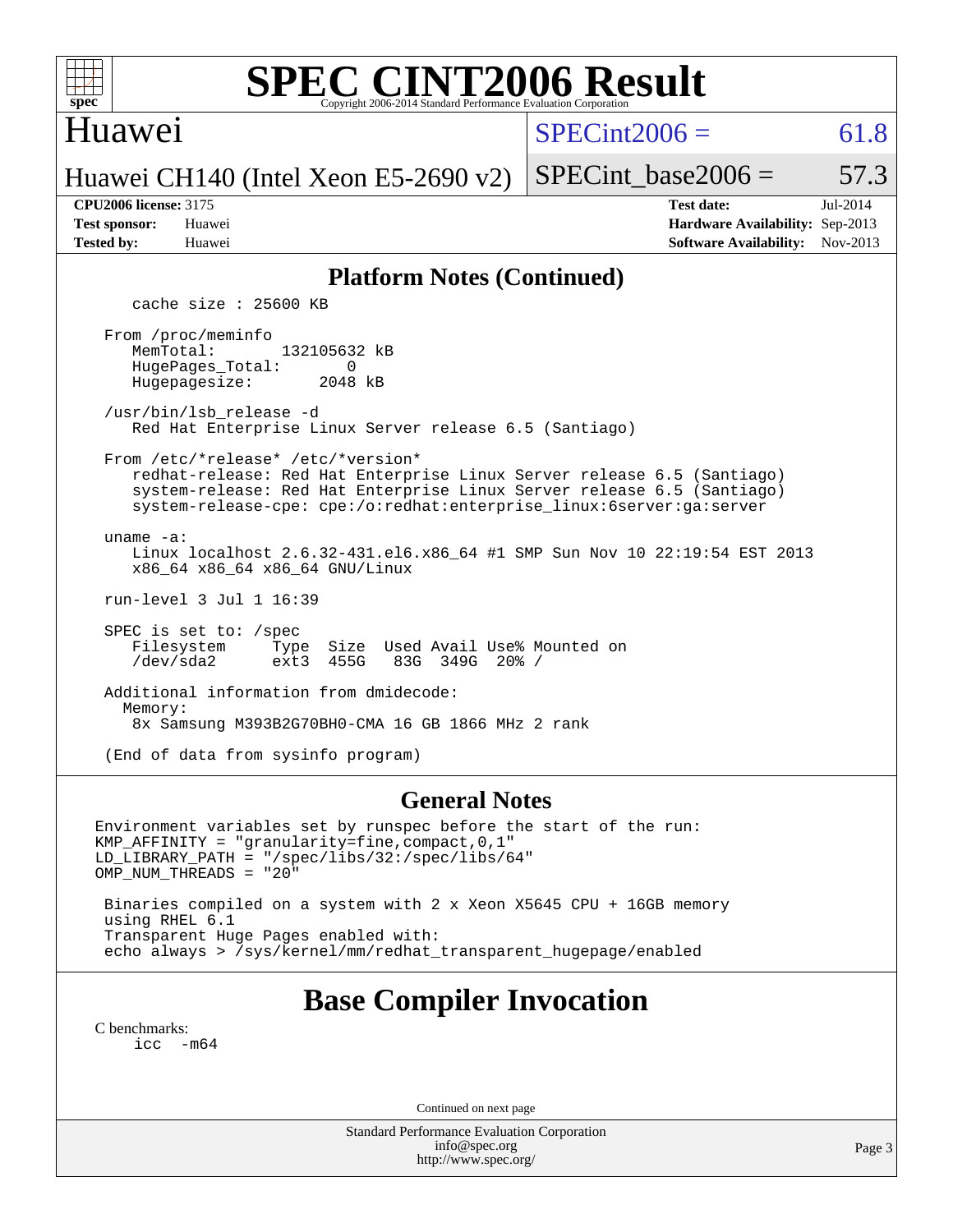## Platform Notes (Continued)

```
   cache size : 25600 KB

From /proc/meminfo
   MemTotal:       132105632 kB
   HugePages_Total:       0
   Hugepagesize:       2048 kB

/usr/bin/lsb_release -d
   Red Hat Enterprise Linux Server release 6.5 (Santiago)

From /etc/*release* /etc/*version*
   redhat-release: Red Hat Enterprise Linux Server release 6.5 (Santiago)
   system-release: Red Hat Enterprise Linux Server release 6.5 (Santiago)
   system-release-cpe: cpe:/o:redhat:enterprise_linux:6server:ga:server

uname -a:
   Linux localhost 2.6.32-431.el6.x86_64 #1 SMP Sun Nov 10 22:19:54 EST 2013
   x86_64 x86_64 x86_64 GNU/Linux

run-level 3 Jul 1 16:39

SPEC is set to: /spec
   Filesystem     Type  Size  Used Avail Use% Mounted on
   /dev/sda2      ext3  455G   83G  349G  20% /

Additional information from dmidecode:
  Memory:
   8x Samsung M393B2G70BH0-CMA 16 GB 1866 MHz 2 rank

(End of data from sysinfo program)
```

## General Notes

```
Environment variables set by runspec before the start of the run:
KMP_AFFINITY = "granularity=fine,compact,0,1"
LD_LIBRARY_PATH = "/spec/libs/32:/spec/libs/64"
OMP_NUM_THREADS = "20"

 Binaries compiled on a system with 2 x Xeon X5645 CPU + 16GB memory
 using RHEL 6.1
 Transparent Huge Pages enabled with:
 echo always > /sys/kernel/mm/redhat_transparent_hugepage/enabled
```

## Base Compiler Invocation

C benchmarks:
```
icc  -m64
```

Continued on next page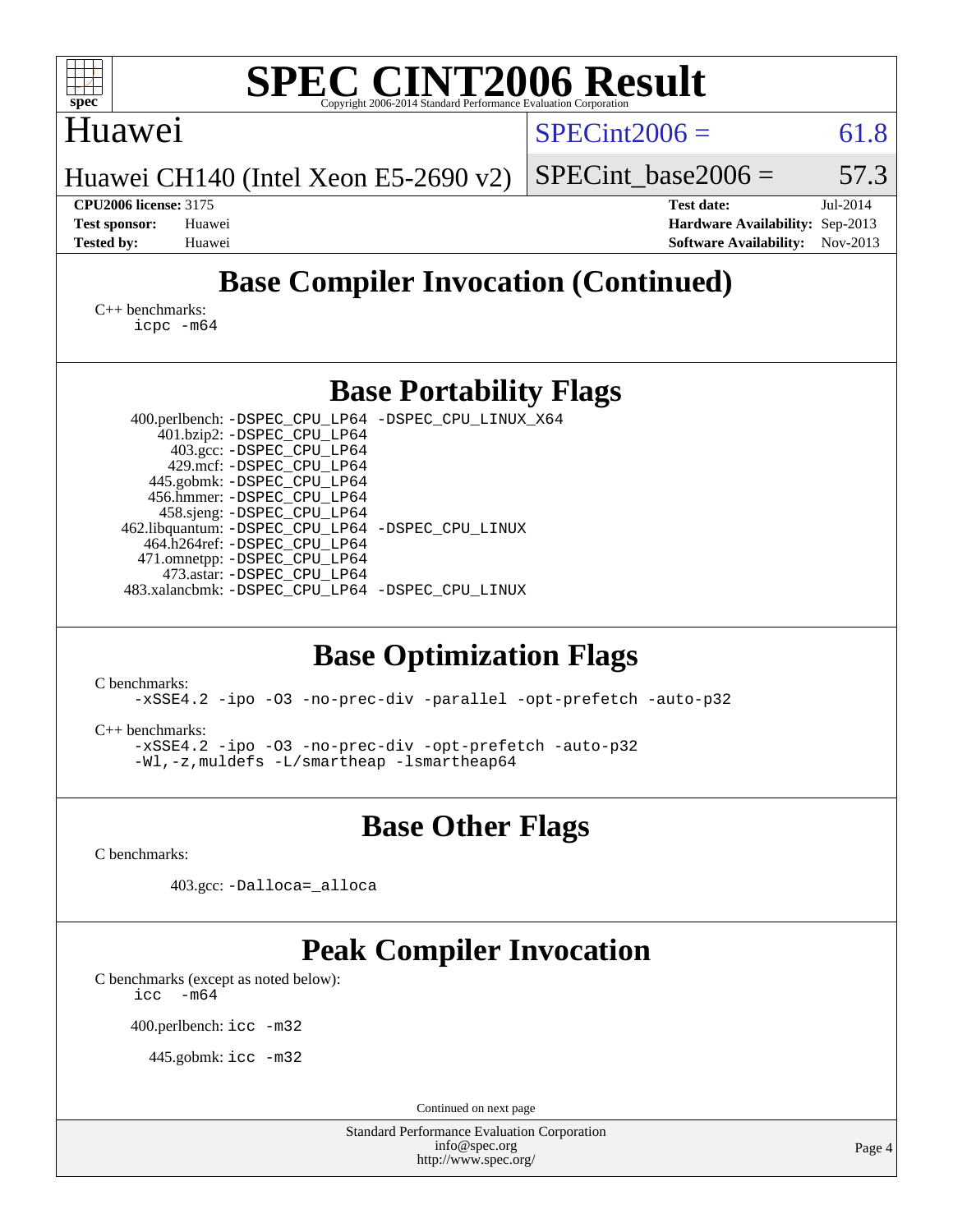# Base Compiler Invocation (Continued)

C++ benchmarks:
```
icpc -m64
```

# Base Portability Flags

| Benchmark | Flags |
|---|---|
| 400.perlbench: | -DSPEC_CPU_LP64 -DSPEC_CPU_LINUX_X64 |
| 401.bzip2: | -DSPEC_CPU_LP64 |
| 403.gcc: | -DSPEC_CPU_LP64 |
| 429.mcf: | -DSPEC_CPU_LP64 |
| 445.gobmk: | -DSPEC_CPU_LP64 |
| 456.hmmer: | -DSPEC_CPU_LP64 |
| 458.sjeng: | -DSPEC_CPU_LP64 |
| 462.libquantum: | -DSPEC_CPU_LP64 -DSPEC_CPU_LINUX |
| 464.h264ref: | -DSPEC_CPU_LP64 |
| 471.omnetpp: | -DSPEC_CPU_LP64 |
| 473.astar: | -DSPEC_CPU_LP64 |
| 483.xalancbmk: | -DSPEC_CPU_LP64 -DSPEC_CPU_LINUX |

# Base Optimization Flags

C benchmarks:
```
-xSSE4.2 -ipo -O3 -no-prec-div -parallel -opt-prefetch -auto-p32
```

C++ benchmarks:
```
-xSSE4.2 -ipo -O3 -no-prec-div -opt-prefetch -auto-p32
-Wl,-z,muldefs -L/smartheap -lsmartheap64
```

# Base Other Flags

C benchmarks:

403.gcc: `-Dalloca=_alloca`

# Peak Compiler Invocation

C benchmarks (except as noted below):
```
icc  -m64
```

400.perlbench: `icc -m32`

445.gobmk: `icc -m32`

Continued on next page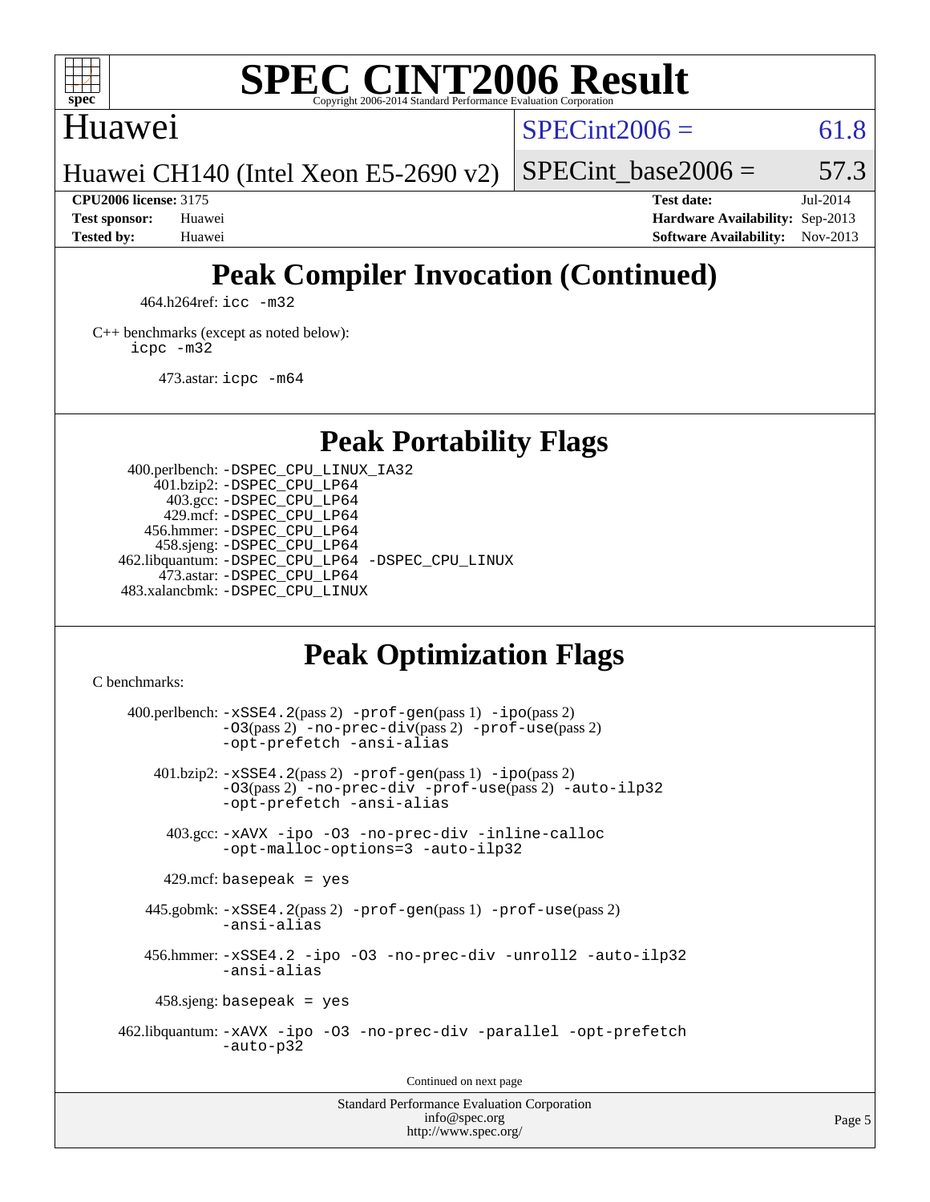# SPEC CINT2006 Result

Copyright 2006-2014 Standard Performance Evaluation Corporation

**Huawei**

**Huawei CH140 (Intel Xeon E5-2690 v2)**

SPECint2006 = 61.8

SPECint_base2006 = 57.3

| | | | |
|---|---|---|---|
| **CPU2006 license:** 3175 | | **Test date:** | Jul-2014 |
| **Test sponsor:** | Huawei | **Hardware Availability:** | Sep-2013 |
| **Tested by:** | Huawei | **Software Availability:** | Nov-2013 |

## Peak Compiler Invocation (Continued)

464.h264ref: `icc -m32`

C++ benchmarks (except as noted below):
`icpc -m32`

473.astar: `icpc -m64`

## Peak Portability Flags

400.perlbench: `-DSPEC_CPU_LINUX_IA32`
401.bzip2: `-DSPEC_CPU_LP64`
403.gcc: `-DSPEC_CPU_LP64`
429.mcf: `-DSPEC_CPU_LP64`
456.hmmer: `-DSPEC_CPU_LP64`
458.sjeng: `-DSPEC_CPU_LP64`
462.libquantum: `-DSPEC_CPU_LP64 -DSPEC_CPU_LINUX`
473.astar: `-DSPEC_CPU_LP64`
483.xalancbmk: `-DSPEC_CPU_LINUX`

## Peak Optimization Flags

C benchmarks:

400.perlbench: `-xSSE4.2`(pass 2) `-prof-gen`(pass 1) `-ipo`(pass 2) `-O3`(pass 2) `-no-prec-div`(pass 2) `-prof-use`(pass 2) `-opt-prefetch -ansi-alias`

401.bzip2: `-xSSE4.2`(pass 2) `-prof-gen`(pass 1) `-ipo`(pass 2) `-O3`(pass 2) `-no-prec-div -prof-use`(pass 2) `-auto-ilp32 -opt-prefetch -ansi-alias`

403.gcc: `-xAVX -ipo -O3 -no-prec-div -inline-calloc -opt-malloc-options=3 -auto-ilp32`

429.mcf: `basepeak = yes`

445.gobmk: `-xSSE4.2`(pass 2) `-prof-gen`(pass 1) `-prof-use`(pass 2) `-ansi-alias`

456.hmmer: `-xSSE4.2 -ipo -O3 -no-prec-div -unroll2 -auto-ilp32 -ansi-alias`

458.sjeng: `basepeak = yes`

462.libquantum: `-xAVX -ipo -O3 -no-prec-div -parallel -opt-prefetch -auto-p32`

Continued on next page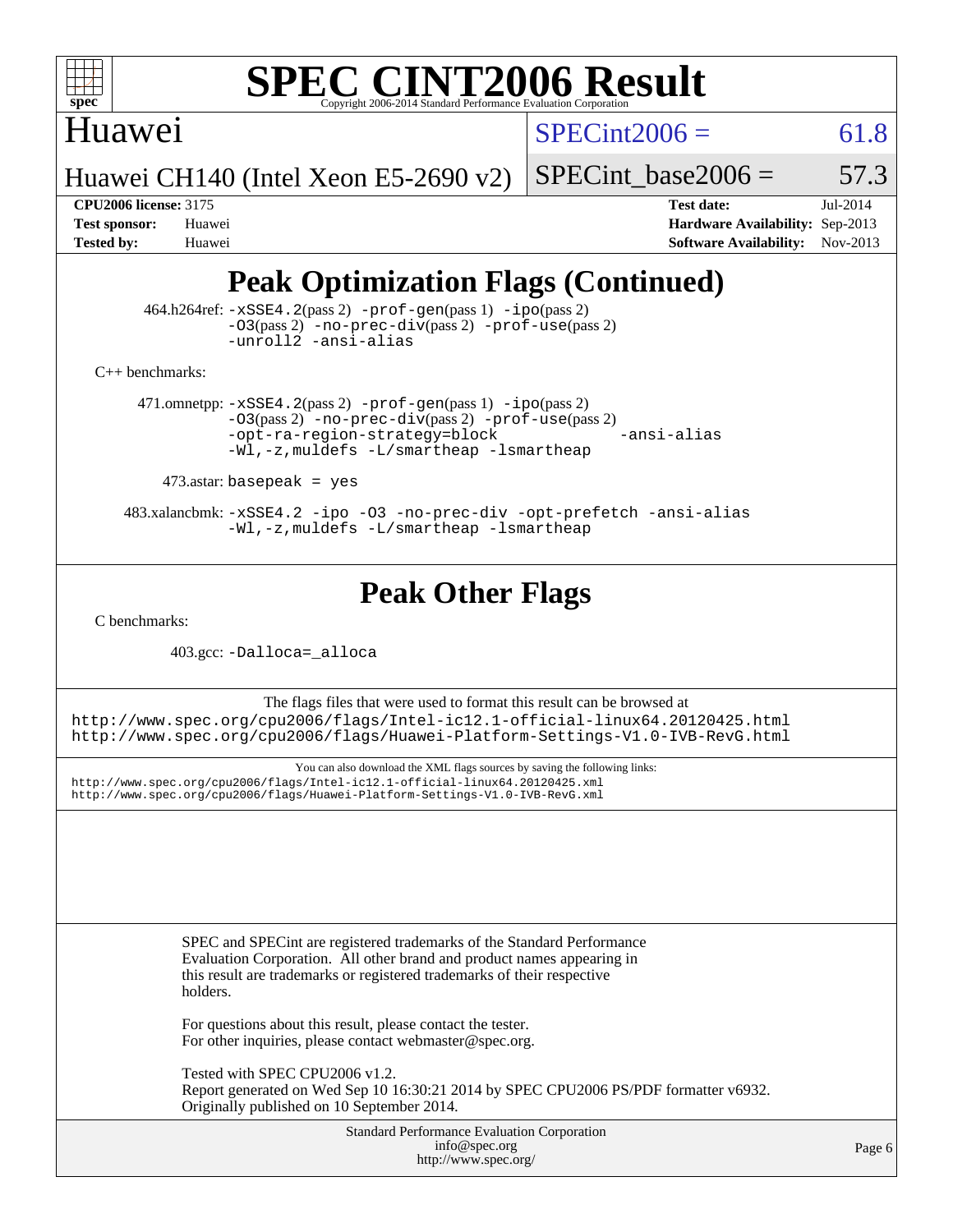# Peak Optimization Flags (Continued)

464.h264ref: -xSSE4.2(pass 2) -prof-gen(pass 1) -ipo(pass 2) -O3(pass 2) -no-prec-div(pass 2) -prof-use(pass 2) -unroll2 -ansi-alias

C++ benchmarks:

471.omnetpp: -xSSE4.2(pass 2) -prof-gen(pass 1) -ipo(pass 2) -O3(pass 2) -no-prec-div(pass 2) -prof-use(pass 2) -opt-ra-region-strategy=block -ansi-alias -Wl,-z,muldefs -L/smartheap -lsmartheap

473.astar: basepeak = yes

483.xalancbmk: -xSSE4.2 -ipo -O3 -no-prec-div -opt-prefetch -ansi-alias -Wl,-z,muldefs -L/smartheap -lsmartheap

# Peak Other Flags

C benchmarks:

403.gcc: -Dalloca=_alloca

The flags files that were used to format this result can be browsed at
http://www.spec.org/cpu2006/flags/Intel-ic12.1-official-linux64.20120425.html
http://www.spec.org/cpu2006/flags/Huawei-Platform-Settings-V1.0-IVB-RevG.html

You can also download the XML flags sources by saving the following links:
http://www.spec.org/cpu2006/flags/Intel-ic12.1-official-linux64.20120425.xml
http://www.spec.org/cpu2006/flags/Huawei-Platform-Settings-V1.0-IVB-RevG.xml

SPEC and SPECint are registered trademarks of the Standard Performance Evaluation Corporation. All other brand and product names appearing in this result are trademarks or registered trademarks of their respective holders.

For questions about this result, please contact the tester.
For other inquiries, please contact webmaster@spec.org.

Tested with SPEC CPU2006 v1.2.
Report generated on Wed Sep 10 16:30:21 2014 by SPEC CPU2006 PS/PDF formatter v6932.
Originally published on 10 September 2014.